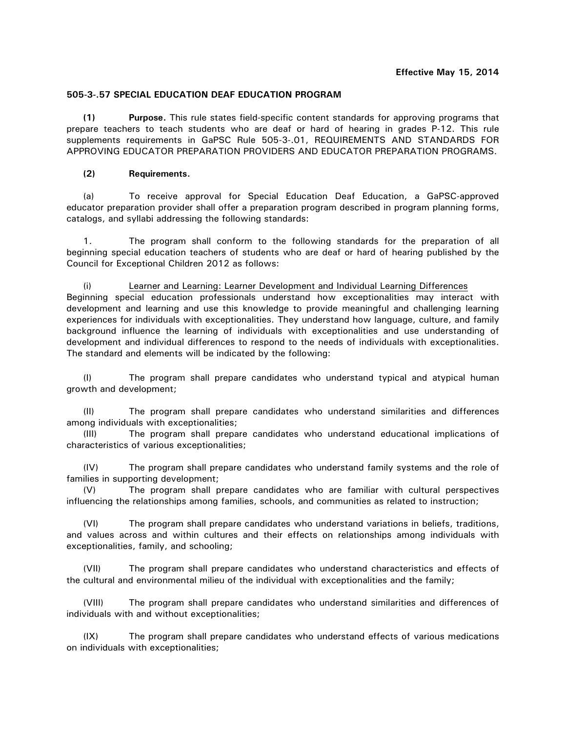**Effective May 15, 2014**

## 505-3-.57 SPECIAL EDUCATION DEAF EDUCATION PROGRAM

**(1) Purpose.** This rule states field-specific content standards for approving programs that prepare teachers to teach students who are deaf or hard of hearing in grades P-12. This rule supplements requirements in GaPSC Rule 505-3-.01, REQUIREMENTS AND STANDARDS FOR APPROVING EDUCATOR PREPARATION PROVIDERS AND EDUCATOR PREPARATION PROGRAMS.

**(2) Requirements.**

(a) To receive approval for Special Education Deaf Education, a GaPSC-approved educator preparation provider shall offer a preparation program described in program planning forms, catalogs, and syllabi addressing the following standards:

1. The program shall conform to the following standards for the preparation of all beginning special education teachers of students who are deaf or hard of hearing published by the Council for Exceptional Children 2012 as follows:

(i) Learner and Learning: Learner Development and Individual Learning Differences
Beginning special education professionals understand how exceptionalities may interact with development and learning and use this knowledge to provide meaningful and challenging learning experiences for individuals with exceptionalities. They understand how language, culture, and family background influence the learning of individuals with exceptionalities and use understanding of development and individual differences to respond to the needs of individuals with exceptionalities. The standard and elements will be indicated by the following:

(I) The program shall prepare candidates who understand typical and atypical human growth and development;

(II) The program shall prepare candidates who understand similarities and differences among individuals with exceptionalities;

(III) The program shall prepare candidates who understand educational implications of characteristics of various exceptionalities;

(IV) The program shall prepare candidates who understand family systems and the role of families in supporting development;

(V) The program shall prepare candidates who are familiar with cultural perspectives influencing the relationships among families, schools, and communities as related to instruction;

(VI) The program shall prepare candidates who understand variations in beliefs, traditions, and values across and within cultures and their effects on relationships among individuals with exceptionalities, family, and schooling;

(VII) The program shall prepare candidates who understand characteristics and effects of the cultural and environmental milieu of the individual with exceptionalities and the family;

(VIII) The program shall prepare candidates who understand similarities and differences of individuals with and without exceptionalities;

(IX) The program shall prepare candidates who understand effects of various medications on individuals with exceptionalities;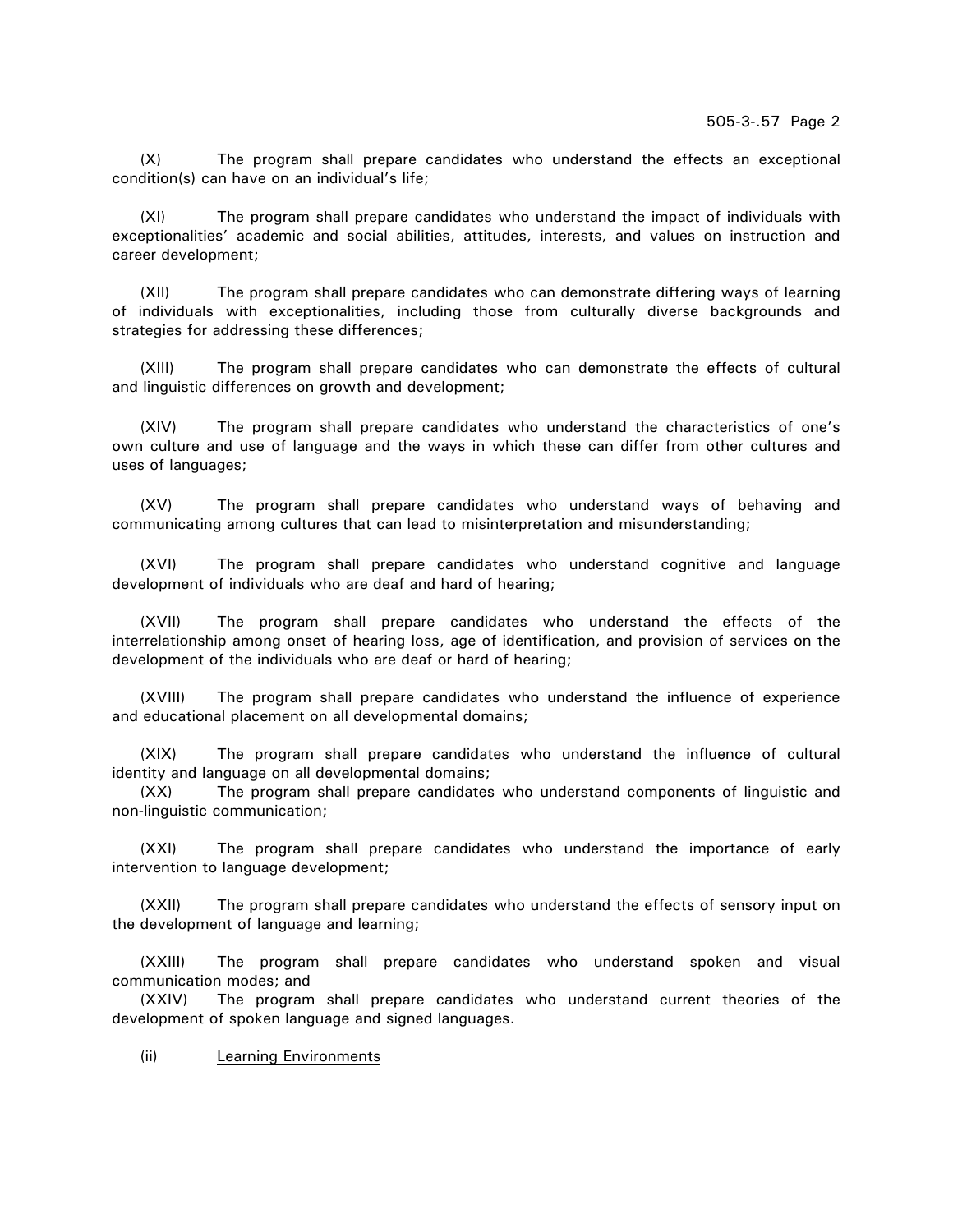(X) The program shall prepare candidates who understand the effects an exceptional condition(s) can have on an individual's life;

(XI) The program shall prepare candidates who understand the impact of individuals with exceptionalities' academic and social abilities, attitudes, interests, and values on instruction and career development;

(XII) The program shall prepare candidates who can demonstrate differing ways of learning of individuals with exceptionalities, including those from culturally diverse backgrounds and strategies for addressing these differences;

(XIII) The program shall prepare candidates who can demonstrate the effects of cultural and linguistic differences on growth and development;

(XIV) The program shall prepare candidates who understand the characteristics of one's own culture and use of language and the ways in which these can differ from other cultures and uses of languages;

(XV) The program shall prepare candidates who understand ways of behaving and communicating among cultures that can lead to misinterpretation and misunderstanding;

(XVI) The program shall prepare candidates who understand cognitive and language development of individuals who are deaf and hard of hearing;

(XVII) The program shall prepare candidates who understand the effects of the interrelationship among onset of hearing loss, age of identification, and provision of services on the development of the individuals who are deaf or hard of hearing;

(XVIII) The program shall prepare candidates who understand the influence of experience and educational placement on all developmental domains;

(XIX) The program shall prepare candidates who understand the influence of cultural identity and language on all developmental domains;

(XX) The program shall prepare candidates who understand components of linguistic and non-linguistic communication;

(XXI) The program shall prepare candidates who understand the importance of early intervention to language development;

(XXII) The program shall prepare candidates who understand the effects of sensory input on the development of language and learning;

(XXIII) The program shall prepare candidates who understand spoken and visual communication modes; and

(XXIV) The program shall prepare candidates who understand current theories of the development of spoken language and signed languages.

(ii) <u>Learning Environments</u>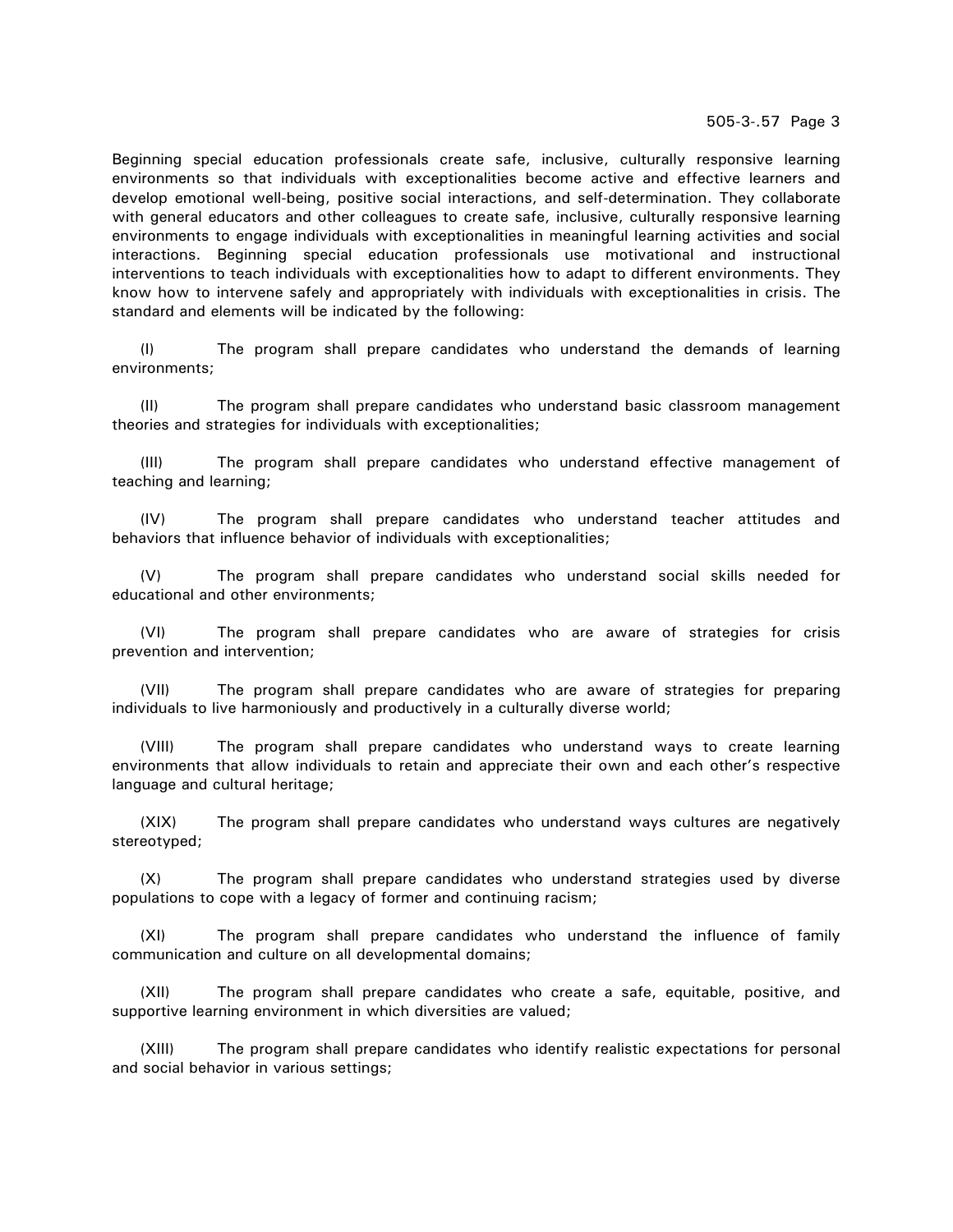Beginning special education professionals create safe, inclusive, culturally responsive learning environments so that individuals with exceptionalities become active and effective learners and develop emotional well-being, positive social interactions, and self-determination. They collaborate with general educators and other colleagues to create safe, inclusive, culturally responsive learning environments to engage individuals with exceptionalities in meaningful learning activities and social interactions. Beginning special education professionals use motivational and instructional interventions to teach individuals with exceptionalities how to adapt to different environments. They know how to intervene safely and appropriately with individuals with exceptionalities in crisis. The standard and elements will be indicated by the following:

(I) The program shall prepare candidates who understand the demands of learning environments;

(II) The program shall prepare candidates who understand basic classroom management theories and strategies for individuals with exceptionalities;

(III) The program shall prepare candidates who understand effective management of teaching and learning;

(IV) The program shall prepare candidates who understand teacher attitudes and behaviors that influence behavior of individuals with exceptionalities;

(V) The program shall prepare candidates who understand social skills needed for educational and other environments;

(VI) The program shall prepare candidates who are aware of strategies for crisis prevention and intervention;

(VII) The program shall prepare candidates who are aware of strategies for preparing individuals to live harmoniously and productively in a culturally diverse world;

(VIII) The program shall prepare candidates who understand ways to create learning environments that allow individuals to retain and appreciate their own and each other's respective language and cultural heritage;

(XIX) The program shall prepare candidates who understand ways cultures are negatively stereotyped;

(X) The program shall prepare candidates who understand strategies used by diverse populations to cope with a legacy of former and continuing racism;

(XI) The program shall prepare candidates who understand the influence of family communication and culture on all developmental domains;

(XII) The program shall prepare candidates who create a safe, equitable, positive, and supportive learning environment in which diversities are valued;

(XIII) The program shall prepare candidates who identify realistic expectations for personal and social behavior in various settings;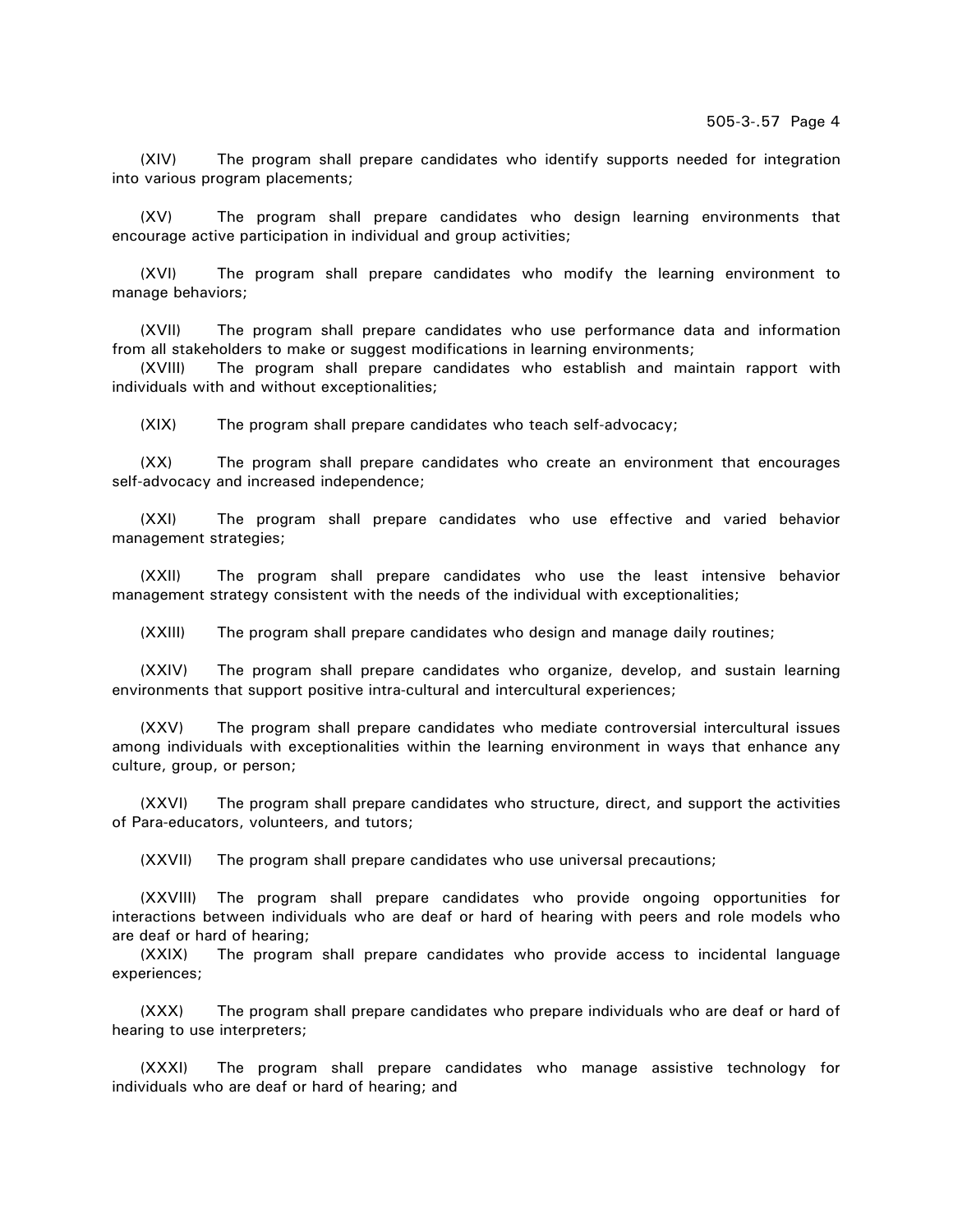(XIV) The program shall prepare candidates who identify supports needed for integration into various program placements;

(XV) The program shall prepare candidates who design learning environments that encourage active participation in individual and group activities;

(XVI) The program shall prepare candidates who modify the learning environment to manage behaviors;

(XVII) The program shall prepare candidates who use performance data and information from all stakeholders to make or suggest modifications in learning environments;

(XVIII) The program shall prepare candidates who establish and maintain rapport with individuals with and without exceptionalities;

(XIX) The program shall prepare candidates who teach self-advocacy;

(XX) The program shall prepare candidates who create an environment that encourages self-advocacy and increased independence;

(XXI) The program shall prepare candidates who use effective and varied behavior management strategies;

(XXII) The program shall prepare candidates who use the least intensive behavior management strategy consistent with the needs of the individual with exceptionalities;

(XXIII) The program shall prepare candidates who design and manage daily routines;

(XXIV) The program shall prepare candidates who organize, develop, and sustain learning environments that support positive intra-cultural and intercultural experiences;

(XXV) The program shall prepare candidates who mediate controversial intercultural issues among individuals with exceptionalities within the learning environment in ways that enhance any culture, group, or person;

(XXVI) The program shall prepare candidates who structure, direct, and support the activities of Para-educators, volunteers, and tutors;

(XXVII) The program shall prepare candidates who use universal precautions;

(XXVIII) The program shall prepare candidates who provide ongoing opportunities for interactions between individuals who are deaf or hard of hearing with peers and role models who are deaf or hard of hearing;

(XXIX) The program shall prepare candidates who provide access to incidental language experiences;

(XXX) The program shall prepare candidates who prepare individuals who are deaf or hard of hearing to use interpreters;

(XXXI) The program shall prepare candidates who manage assistive technology for individuals who are deaf or hard of hearing; and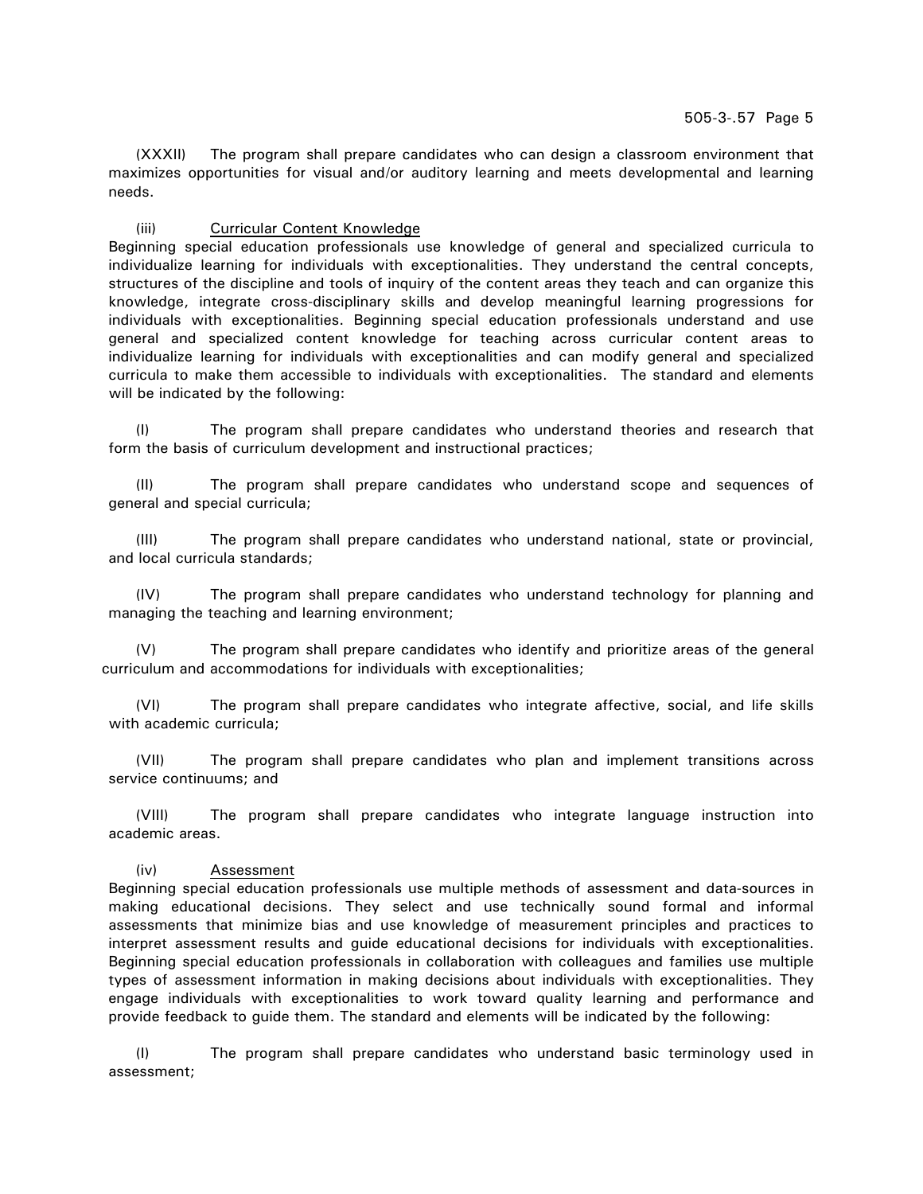(XXXII) The program shall prepare candidates who can design a classroom environment that maximizes opportunities for visual and/or auditory learning and meets developmental and learning needs.

(iii) Curricular Content Knowledge

Beginning special education professionals use knowledge of general and specialized curricula to individualize learning for individuals with exceptionalities. They understand the central concepts, structures of the discipline and tools of inquiry of the content areas they teach and can organize this knowledge, integrate cross-disciplinary skills and develop meaningful learning progressions for individuals with exceptionalities. Beginning special education professionals understand and use general and specialized content knowledge for teaching across curricular content areas to individualize learning for individuals with exceptionalities and can modify general and specialized curricula to make them accessible to individuals with exceptionalities. The standard and elements will be indicated by the following:

(I) The program shall prepare candidates who understand theories and research that form the basis of curriculum development and instructional practices;

(II) The program shall prepare candidates who understand scope and sequences of general and special curricula;

(III) The program shall prepare candidates who understand national, state or provincial, and local curricula standards;

(IV) The program shall prepare candidates who understand technology for planning and managing the teaching and learning environment;

(V) The program shall prepare candidates who identify and prioritize areas of the general curriculum and accommodations for individuals with exceptionalities;

(VI) The program shall prepare candidates who integrate affective, social, and life skills with academic curricula;

(VII) The program shall prepare candidates who plan and implement transitions across service continuums; and

(VIII) The program shall prepare candidates who integrate language instruction into academic areas.

(iv) Assessment

Beginning special education professionals use multiple methods of assessment and data-sources in making educational decisions. They select and use technically sound formal and informal assessments that minimize bias and use knowledge of measurement principles and practices to interpret assessment results and guide educational decisions for individuals with exceptionalities. Beginning special education professionals in collaboration with colleagues and families use multiple types of assessment information in making decisions about individuals with exceptionalities. They engage individuals with exceptionalities to work toward quality learning and performance and provide feedback to guide them. The standard and elements will be indicated by the following:

(I) The program shall prepare candidates who understand basic terminology used in assessment;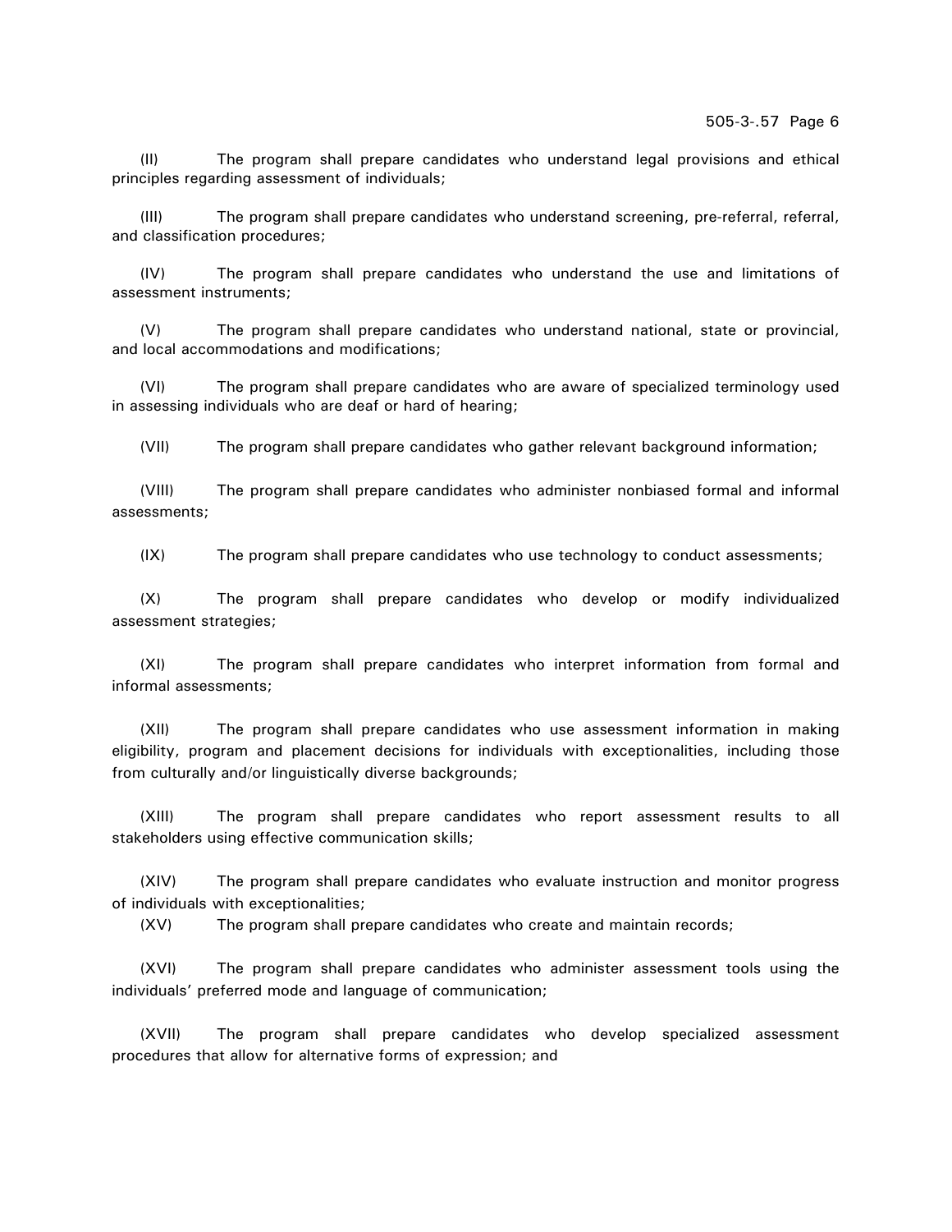(II) The program shall prepare candidates who understand legal provisions and ethical principles regarding assessment of individuals;

(III) The program shall prepare candidates who understand screening, pre-referral, referral, and classification procedures;

(IV) The program shall prepare candidates who understand the use and limitations of assessment instruments;

(V) The program shall prepare candidates who understand national, state or provincial, and local accommodations and modifications;

(VI) The program shall prepare candidates who are aware of specialized terminology used in assessing individuals who are deaf or hard of hearing;

(VII) The program shall prepare candidates who gather relevant background information;

(VIII) The program shall prepare candidates who administer nonbiased formal and informal assessments;

(IX) The program shall prepare candidates who use technology to conduct assessments;

(X) The program shall prepare candidates who develop or modify individualized assessment strategies;

(XI) The program shall prepare candidates who interpret information from formal and informal assessments;

(XII) The program shall prepare candidates who use assessment information in making eligibility, program and placement decisions for individuals with exceptionalities, including those from culturally and/or linguistically diverse backgrounds;

(XIII) The program shall prepare candidates who report assessment results to all stakeholders using effective communication skills;

(XIV) The program shall prepare candidates who evaluate instruction and monitor progress of individuals with exceptionalities;

(XV) The program shall prepare candidates who create and maintain records;

(XVI) The program shall prepare candidates who administer assessment tools using the individuals' preferred mode and language of communication;

(XVII) The program shall prepare candidates who develop specialized assessment procedures that allow for alternative forms of expression; and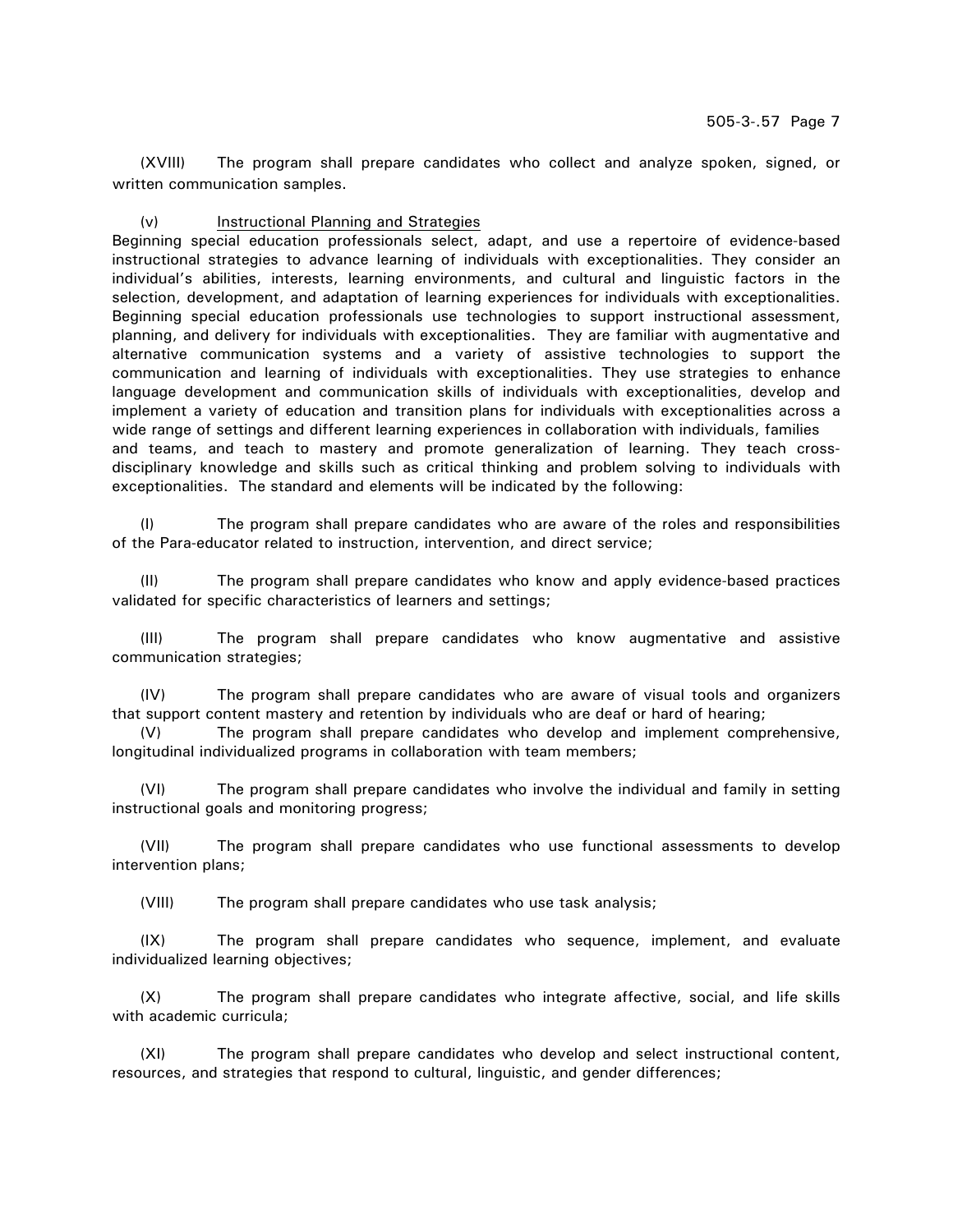(XVIII) The program shall prepare candidates who collect and analyze spoken, signed, or written communication samples.

(v) <u>Instructional Planning and Strategies</u>

Beginning special education professionals select, adapt, and use a repertoire of evidence-based instructional strategies to advance learning of individuals with exceptionalities. They consider an individual's abilities, interests, learning environments, and cultural and linguistic factors in the selection, development, and adaptation of learning experiences for individuals with exceptionalities. Beginning special education professionals use technologies to support instructional assessment, planning, and delivery for individuals with exceptionalities. They are familiar with augmentative and alternative communication systems and a variety of assistive technologies to support the communication and learning of individuals with exceptionalities. They use strategies to enhance language development and communication skills of individuals with exceptionalities, develop and implement a variety of education and transition plans for individuals with exceptionalities across a wide range of settings and different learning experiences in collaboration with individuals, families and teams, and teach to mastery and promote generalization of learning. They teach cross-disciplinary knowledge and skills such as critical thinking and problem solving to individuals with exceptionalities. The standard and elements will be indicated by the following:

(I) The program shall prepare candidates who are aware of the roles and responsibilities of the Para-educator related to instruction, intervention, and direct service;

(II) The program shall prepare candidates who know and apply evidence-based practices validated for specific characteristics of learners and settings;

(III) The program shall prepare candidates who know augmentative and assistive communication strategies;

(IV) The program shall prepare candidates who are aware of visual tools and organizers that support content mastery and retention by individuals who are deaf or hard of hearing;

(V) The program shall prepare candidates who develop and implement comprehensive, longitudinal individualized programs in collaboration with team members;

(VI) The program shall prepare candidates who involve the individual and family in setting instructional goals and monitoring progress;

(VII) The program shall prepare candidates who use functional assessments to develop intervention plans;

(VIII) The program shall prepare candidates who use task analysis;

(IX) The program shall prepare candidates who sequence, implement, and evaluate individualized learning objectives;

(X) The program shall prepare candidates who integrate affective, social, and life skills with academic curricula;

(XI) The program shall prepare candidates who develop and select instructional content, resources, and strategies that respond to cultural, linguistic, and gender differences;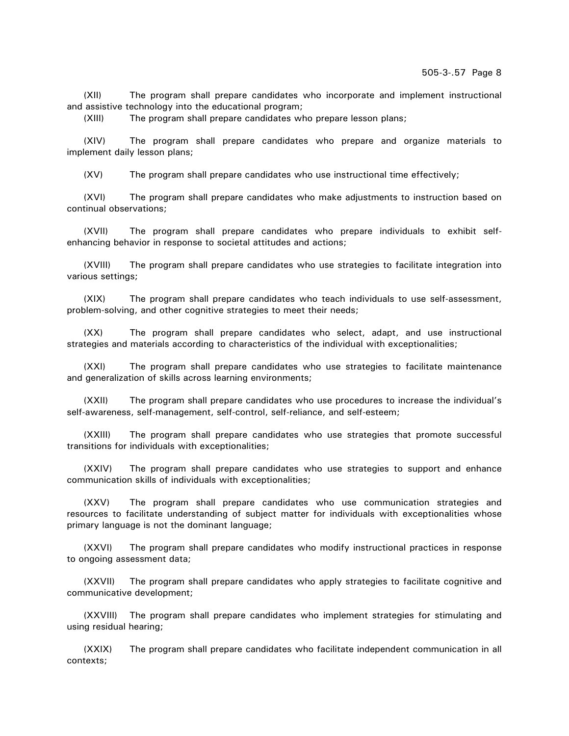(XII) The program shall prepare candidates who incorporate and implement instructional and assistive technology into the educational program;

(XIII) The program shall prepare candidates who prepare lesson plans;

(XIV) The program shall prepare candidates who prepare and organize materials to implement daily lesson plans;

(XV) The program shall prepare candidates who use instructional time effectively;

(XVI) The program shall prepare candidates who make adjustments to instruction based on continual observations;

(XVII) The program shall prepare candidates who prepare individuals to exhibit self-enhancing behavior in response to societal attitudes and actions;

(XVIII) The program shall prepare candidates who use strategies to facilitate integration into various settings;

(XIX) The program shall prepare candidates who teach individuals to use self-assessment, problem-solving, and other cognitive strategies to meet their needs;

(XX) The program shall prepare candidates who select, adapt, and use instructional strategies and materials according to characteristics of the individual with exceptionalities;

(XXI) The program shall prepare candidates who use strategies to facilitate maintenance and generalization of skills across learning environments;

(XXII) The program shall prepare candidates who use procedures to increase the individual's self-awareness, self-management, self-control, self-reliance, and self-esteem;

(XXIII) The program shall prepare candidates who use strategies that promote successful transitions for individuals with exceptionalities;

(XXIV) The program shall prepare candidates who use strategies to support and enhance communication skills of individuals with exceptionalities;

(XXV) The program shall prepare candidates who use communication strategies and resources to facilitate understanding of subject matter for individuals with exceptionalities whose primary language is not the dominant language;

(XXVI) The program shall prepare candidates who modify instructional practices in response to ongoing assessment data;

(XXVII) The program shall prepare candidates who apply strategies to facilitate cognitive and communicative development;

(XXVIII) The program shall prepare candidates who implement strategies for stimulating and using residual hearing;

(XXIX) The program shall prepare candidates who facilitate independent communication in all contexts;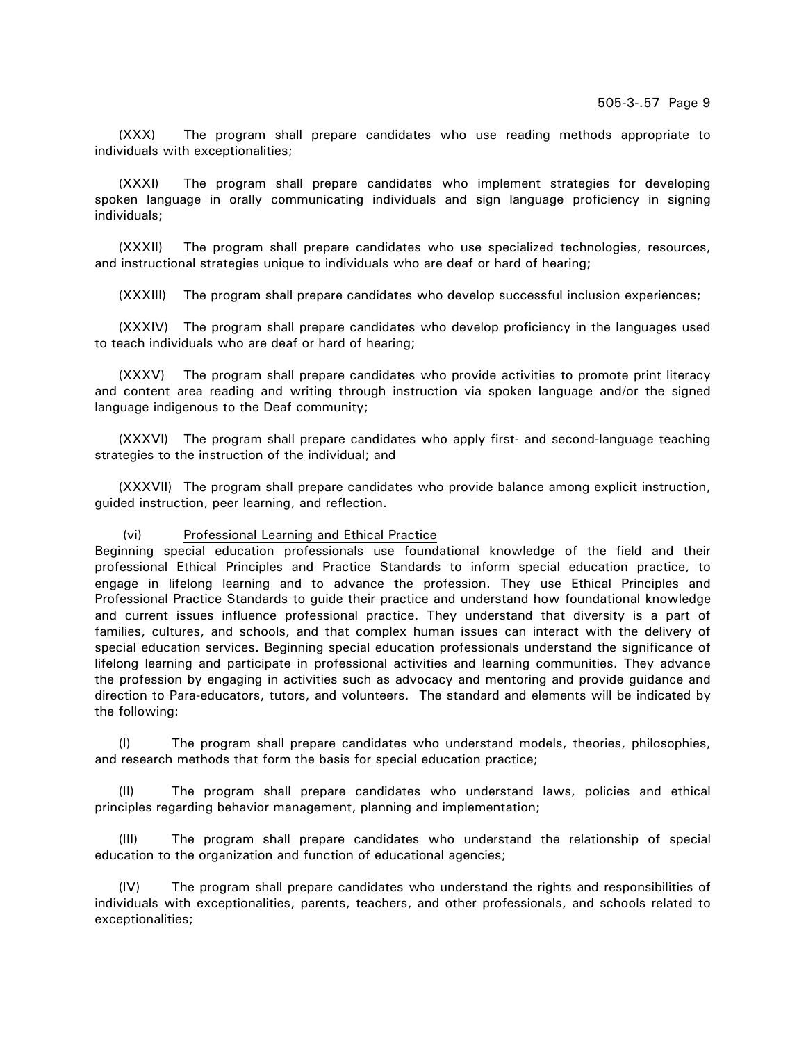(XXX) The program shall prepare candidates who use reading methods appropriate to individuals with exceptionalities;

(XXXI) The program shall prepare candidates who implement strategies for developing spoken language in orally communicating individuals and sign language proficiency in signing individuals;

(XXXII) The program shall prepare candidates who use specialized technologies, resources, and instructional strategies unique to individuals who are deaf or hard of hearing;

(XXXIII) The program shall prepare candidates who develop successful inclusion experiences;

(XXXIV) The program shall prepare candidates who develop proficiency in the languages used to teach individuals who are deaf or hard of hearing;

(XXXV) The program shall prepare candidates who provide activities to promote print literacy and content area reading and writing through instruction via spoken language and/or the signed language indigenous to the Deaf community;

(XXXVI) The program shall prepare candidates who apply first- and second-language teaching strategies to the instruction of the individual; and

(XXXVII) The program shall prepare candidates who provide balance among explicit instruction, guided instruction, peer learning, and reflection.

(vi) Professional Learning and Ethical Practice

Beginning special education professionals use foundational knowledge of the field and their professional Ethical Principles and Practice Standards to inform special education practice, to engage in lifelong learning and to advance the profession. They use Ethical Principles and Professional Practice Standards to guide their practice and understand how foundational knowledge and current issues influence professional practice. They understand that diversity is a part of families, cultures, and schools, and that complex human issues can interact with the delivery of special education services. Beginning special education professionals understand the significance of lifelong learning and participate in professional activities and learning communities. They advance the profession by engaging in activities such as advocacy and mentoring and provide guidance and direction to Para-educators, tutors, and volunteers. The standard and elements will be indicated by the following:

(I) The program shall prepare candidates who understand models, theories, philosophies, and research methods that form the basis for special education practice;

(II) The program shall prepare candidates who understand laws, policies and ethical principles regarding behavior management, planning and implementation;

(III) The program shall prepare candidates who understand the relationship of special education to the organization and function of educational agencies;

(IV) The program shall prepare candidates who understand the rights and responsibilities of individuals with exceptionalities, parents, teachers, and other professionals, and schools related to exceptionalities;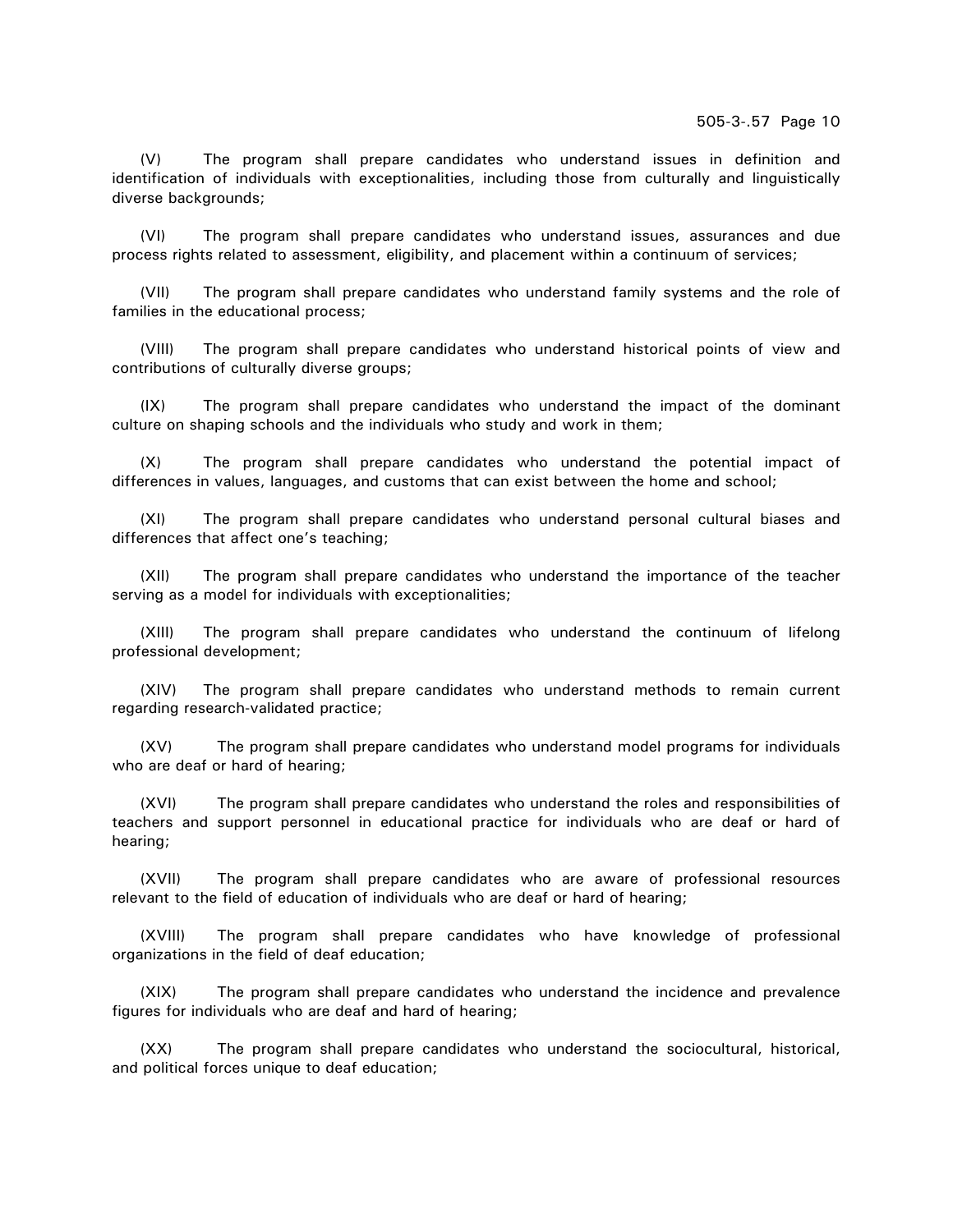(V) The program shall prepare candidates who understand issues in definition and identification of individuals with exceptionalities, including those from culturally and linguistically diverse backgrounds;

(VI) The program shall prepare candidates who understand issues, assurances and due process rights related to assessment, eligibility, and placement within a continuum of services;

(VII) The program shall prepare candidates who understand family systems and the role of families in the educational process;

(VIII) The program shall prepare candidates who understand historical points of view and contributions of culturally diverse groups;

(IX) The program shall prepare candidates who understand the impact of the dominant culture on shaping schools and the individuals who study and work in them;

(X) The program shall prepare candidates who understand the potential impact of differences in values, languages, and customs that can exist between the home and school;

(XI) The program shall prepare candidates who understand personal cultural biases and differences that affect one's teaching;

(XII) The program shall prepare candidates who understand the importance of the teacher serving as a model for individuals with exceptionalities;

(XIII) The program shall prepare candidates who understand the continuum of lifelong professional development;

(XIV) The program shall prepare candidates who understand methods to remain current regarding research-validated practice;

(XV) The program shall prepare candidates who understand model programs for individuals who are deaf or hard of hearing;

(XVI) The program shall prepare candidates who understand the roles and responsibilities of teachers and support personnel in educational practice for individuals who are deaf or hard of hearing;

(XVII) The program shall prepare candidates who are aware of professional resources relevant to the field of education of individuals who are deaf or hard of hearing;

(XVIII) The program shall prepare candidates who have knowledge of professional organizations in the field of deaf education;

(XIX) The program shall prepare candidates who understand the incidence and prevalence figures for individuals who are deaf and hard of hearing;

(XX) The program shall prepare candidates who understand the sociocultural, historical, and political forces unique to deaf education;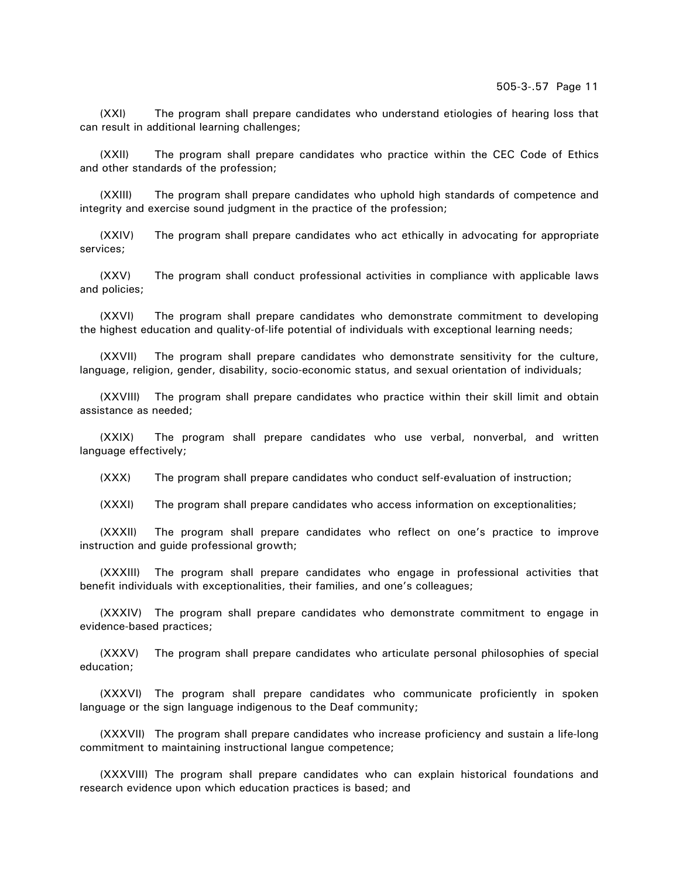(XXI) The program shall prepare candidates who understand etiologies of hearing loss that can result in additional learning challenges;

(XXII) The program shall prepare candidates who practice within the CEC Code of Ethics and other standards of the profession;

(XXIII) The program shall prepare candidates who uphold high standards of competence and integrity and exercise sound judgment in the practice of the profession;

(XXIV) The program shall prepare candidates who act ethically in advocating for appropriate services;

(XXV) The program shall conduct professional activities in compliance with applicable laws and policies;

(XXVI) The program shall prepare candidates who demonstrate commitment to developing the highest education and quality-of-life potential of individuals with exceptional learning needs;

(XXVII) The program shall prepare candidates who demonstrate sensitivity for the culture, language, religion, gender, disability, socio-economic status, and sexual orientation of individuals;

(XXVIII) The program shall prepare candidates who practice within their skill limit and obtain assistance as needed;

(XXIX) The program shall prepare candidates who use verbal, nonverbal, and written language effectively;

(XXX) The program shall prepare candidates who conduct self-evaluation of instruction;

(XXXI) The program shall prepare candidates who access information on exceptionalities;

(XXXII) The program shall prepare candidates who reflect on one's practice to improve instruction and guide professional growth;

(XXXIII) The program shall prepare candidates who engage in professional activities that benefit individuals with exceptionalities, their families, and one's colleagues;

(XXXIV) The program shall prepare candidates who demonstrate commitment to engage in evidence-based practices;

(XXXV) The program shall prepare candidates who articulate personal philosophies of special education;

(XXXVI) The program shall prepare candidates who communicate proficiently in spoken language or the sign language indigenous to the Deaf community;

(XXXVII) The program shall prepare candidates who increase proficiency and sustain a life-long commitment to maintaining instructional langue competence;

(XXXVIII) The program shall prepare candidates who can explain historical foundations and research evidence upon which education practices is based; and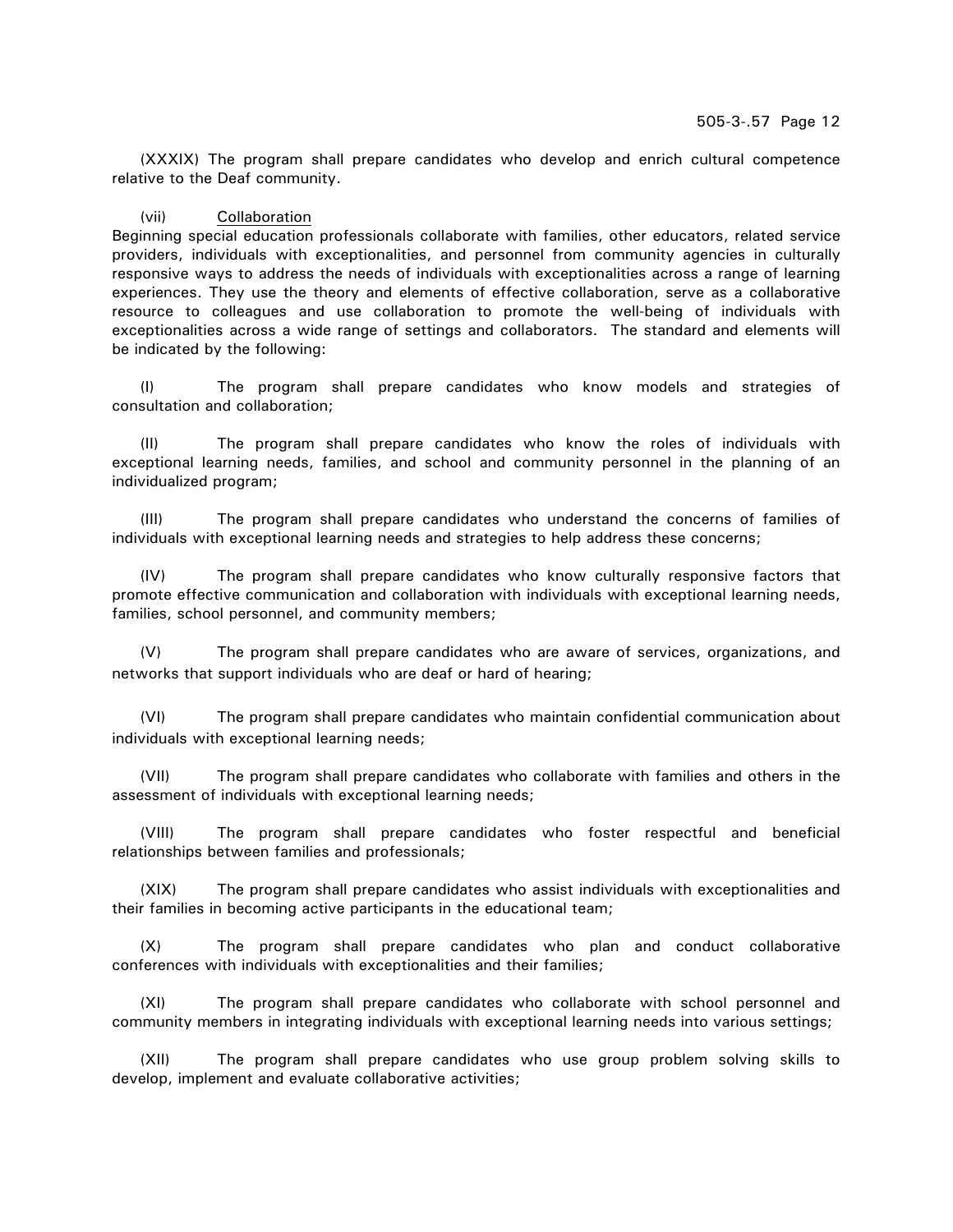(XXXIX) The program shall prepare candidates who develop and enrich cultural competence relative to the Deaf community.

(vii) Collaboration

Beginning special education professionals collaborate with families, other educators, related service providers, individuals with exceptionalities, and personnel from community agencies in culturally responsive ways to address the needs of individuals with exceptionalities across a range of learning experiences. They use the theory and elements of effective collaboration, serve as a collaborative resource to colleagues and use collaboration to promote the well-being of individuals with exceptionalities across a wide range of settings and collaborators. The standard and elements will be indicated by the following:

(I) The program shall prepare candidates who know models and strategies of consultation and collaboration;

(II) The program shall prepare candidates who know the roles of individuals with exceptional learning needs, families, and school and community personnel in the planning of an individualized program;

(III) The program shall prepare candidates who understand the concerns of families of individuals with exceptional learning needs and strategies to help address these concerns;

(IV) The program shall prepare candidates who know culturally responsive factors that promote effective communication and collaboration with individuals with exceptional learning needs, families, school personnel, and community members;

(V) The program shall prepare candidates who are aware of services, organizations, and networks that support individuals who are deaf or hard of hearing;

(VI) The program shall prepare candidates who maintain confidential communication about individuals with exceptional learning needs;

(VII) The program shall prepare candidates who collaborate with families and others in the assessment of individuals with exceptional learning needs;

(VIII) The program shall prepare candidates who foster respectful and beneficial relationships between families and professionals;

(XIX) The program shall prepare candidates who assist individuals with exceptionalities and their families in becoming active participants in the educational team;

(X) The program shall prepare candidates who plan and conduct collaborative conferences with individuals with exceptionalities and their families;

(XI) The program shall prepare candidates who collaborate with school personnel and community members in integrating individuals with exceptional learning needs into various settings;

(XII) The program shall prepare candidates who use group problem solving skills to develop, implement and evaluate collaborative activities;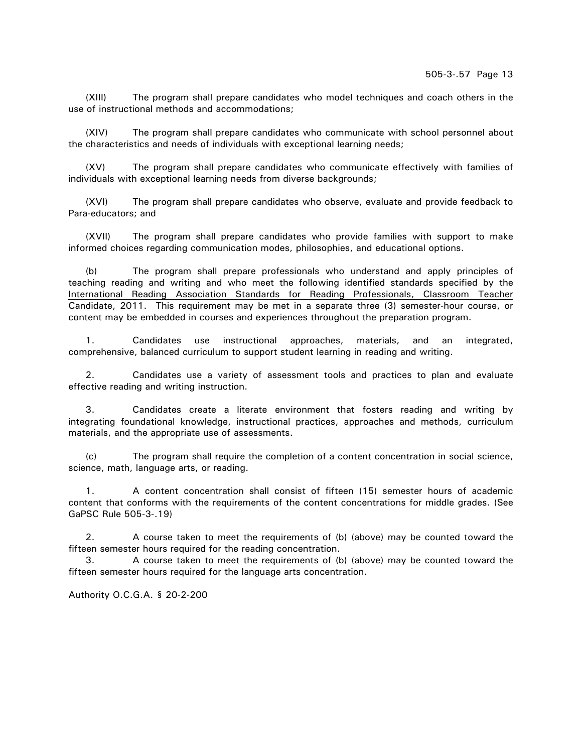(XIII) The program shall prepare candidates who model techniques and coach others in the use of instructional methods and accommodations;

(XIV) The program shall prepare candidates who communicate with school personnel about the characteristics and needs of individuals with exceptional learning needs;

(XV) The program shall prepare candidates who communicate effectively with families of individuals with exceptional learning needs from diverse backgrounds;

(XVI) The program shall prepare candidates who observe, evaluate and provide feedback to Para-educators; and

(XVII) The program shall prepare candidates who provide families with support to make informed choices regarding communication modes, philosophies, and educational options.

(b) The program shall prepare professionals who understand and apply principles of teaching reading and writing and who meet the following identified standards specified by the International Reading Association Standards for Reading Professionals, Classroom Teacher Candidate, 2011. This requirement may be met in a separate three (3) semester-hour course, or content may be embedded in courses and experiences throughout the preparation program.

1. Candidates use instructional approaches, materials, and an integrated, comprehensive, balanced curriculum to support student learning in reading and writing.

2. Candidates use a variety of assessment tools and practices to plan and evaluate effective reading and writing instruction.

3. Candidates create a literate environment that fosters reading and writing by integrating foundational knowledge, instructional practices, approaches and methods, curriculum materials, and the appropriate use of assessments.

(c) The program shall require the completion of a content concentration in social science, science, math, language arts, or reading.

1. A content concentration shall consist of fifteen (15) semester hours of academic content that conforms with the requirements of the content concentrations for middle grades. (See GaPSC Rule 505-3-.19)

2. A course taken to meet the requirements of (b) (above) may be counted toward the fifteen semester hours required for the reading concentration.

3. A course taken to meet the requirements of (b) (above) may be counted toward the fifteen semester hours required for the language arts concentration.

Authority O.C.G.A. § 20-2-200